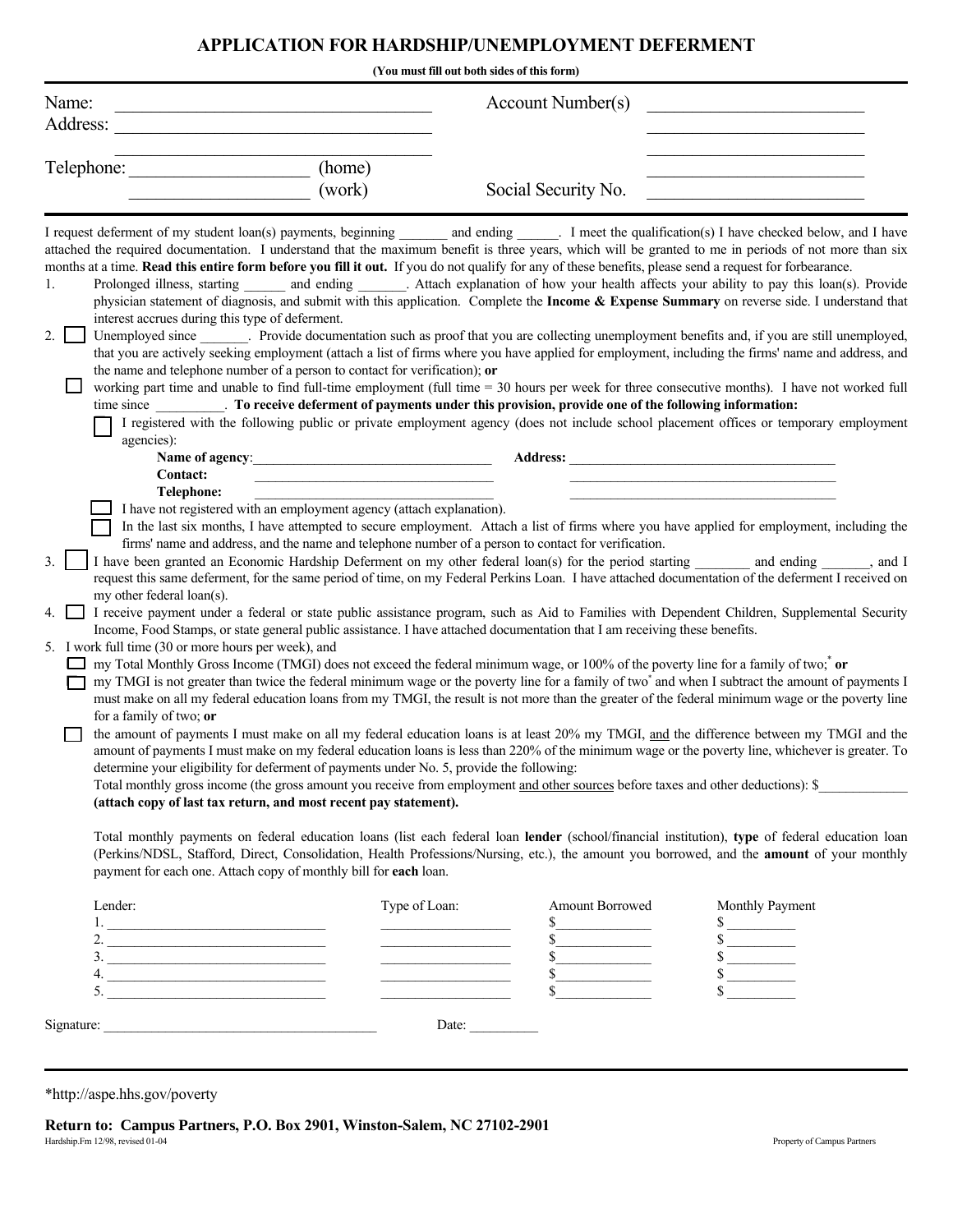# APPLICATION FOR HARDSHIP/UNEMPLOYMENT DEFERMENT

**(You must fill out both sides of this form)**

Name: ___________________________________ Account Number(s) ______________________

Address: ___________________________________ ______________________

___________________________________ ______________________

Telephone: ____________________ (home) ______________________

____________________ (work) Social Security No. ______________________

I request deferment of my student loan(s) payments, beginning _______ and ending ______. I meet the qualification(s) I have checked below, and I have attached the required documentation. I understand that the maximum benefit is three years, which will be granted to me in periods of not more than six months at a time. **Read this entire form before you fill it out.** If you do not qualify for any of these benefits, please send a request for forbearance.

1. Prolonged illness, starting ______ and ending _______. Attach explanation of how your health affects your ability to pay this loan(s). Provide physician statement of diagnosis, and submit with this application. Complete the **Income & Expense Summary** on reverse side. I understand that interest accrues during this type of deferment.

2. ☐ Unemployed since _______. Provide documentation such as proof that you are collecting unemployment benefits and, if you are still unemployed, that you are actively seeking employment (attach a list of firms where you have applied for employment, including the firms' name and address, and the name and telephone number of a person to contact for verification); **or**

   ☐ working part time and unable to find full-time employment (full time = 30 hours per week for three consecutive months). I have not worked full time since __________. **To receive deferment of payments under this provision, provide one of the following information:**

   ☐ I registered with the following public or private employment agency (does not include school placement offices or temporary employment agencies):

   **Name of agency**:_________________________________ **Address:** _______________________________________

   **Contact:** _________________________________ _______________________________________

   **Telephone:** _________________________________ _______________________________________

   ☐ I have not registered with an employment agency (attach explanation).

   ☐ In the last six months, I have attempted to secure employment. Attach a list of firms where you have applied for employment, including the firms' name and address, and the name and telephone number of a person to contact for verification.

3. ☐ I have been granted an Economic Hardship Deferment on my other federal loan(s) for the period starting ________ and ending _______, and I request this same deferment, for the same period of time, on my Federal Perkins Loan. I have attached documentation of the deferment I received on my other federal loan(s).

4. ☐ I receive payment under a federal or state public assistance program, such as Aid to Families with Dependent Children, Supplemental Security Income, Food Stamps, or state general public assistance. I have attached documentation that I am receiving these benefits.

5. I work full time (30 or more hours per week), and

   ☐ my Total Monthly Gross Income (TMGI) does not exceed the federal minimum wage, or 100% of the poverty line for a family of two;* **or**

   ☐ my TMGI is not greater than twice the federal minimum wage or the poverty line for a family of two* and when I subtract the amount of payments I must make on all my federal education loans from my TMGI, the result is not more than the greater of the federal minimum wage or the poverty line for a family of two; **or**

   ☐ the amount of payments I must make on all my federal education loans is at least 20% my TMGI, and the difference between my TMGI and the amount of payments I must make on my federal education loans is less than 220% of the minimum wage or the poverty line, whichever is greater. To determine your eligibility for deferment of payments under No. 5, provide the following:

   Total monthly gross income (the gross amount you receive from employment and other sources before taxes and other deductions): $_____________ **(attach copy of last tax return, and most recent pay statement).**

   Total monthly payments on federal education loans (list each federal loan **lender** (school/financial institution), **type** of federal education loan (Perkins/NDSL, Stafford, Direct, Consolidation, Health Professions/Nursing, etc.), the amount you borrowed, and the **amount** of your monthly payment for each one. Attach copy of monthly bill for **each** loan.

| Lender: | Type of Loan: | Amount Borrowed | Monthly Payment |
|---|---|---|---|
| 1. ____________________ | ____________ | $____________ | $ __________ |
| 2. ____________________ | ____________ | $____________ | $ __________ |
| 3. ____________________ | ____________ | $____________ | $ __________ |
| 4. ____________________ | ____________ | $____________ | $ __________ |
| 5. ____________________ | ____________ | $____________ | $ __________ |

Signature: _______________________________________ Date: __________

*http://aspe.hhs.gov/poverty

**Return to: Campus Partners, P.O. Box 2901, Winston-Salem, NC 27102-2901**

Hardship.Fm 12/98, revised 01-04 Property of Campus Partners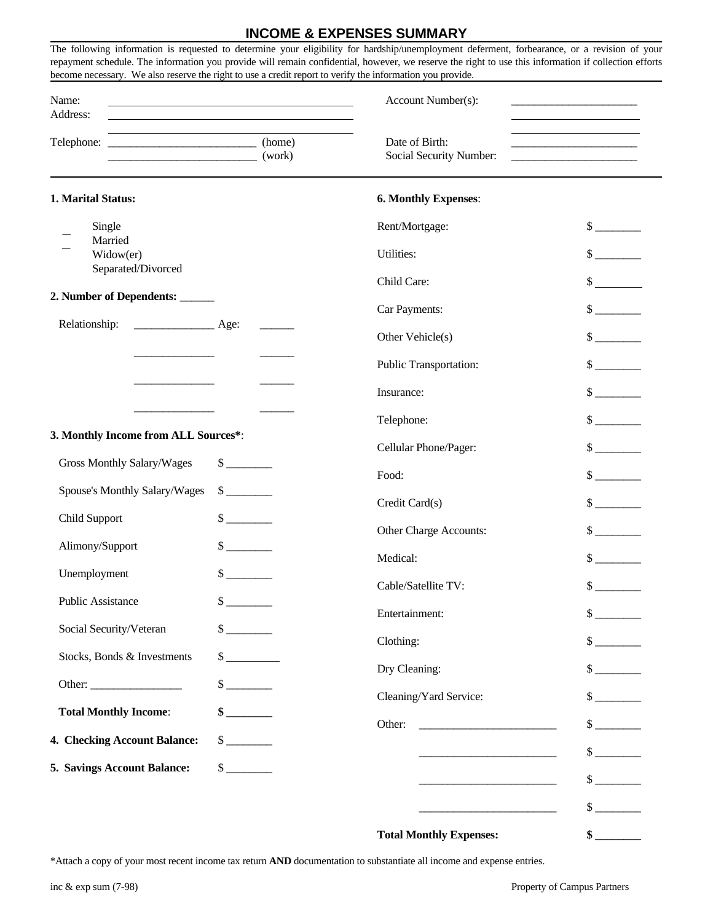# INCOME & EXPENSES SUMMARY

The following information is requested to determine your eligibility for hardship/unemployment deferment, forbearance, or a revision of your repayment schedule. The information you provide will remain confidential, however, we reserve the right to use this information if collection efforts become necessary. We also reserve the right to use a credit report to verify the information you provide.

Name: ______________________________

Address: ______________________________

______________________________

Telephone: ______________________ (home)

______________________ (work)

Account Number(s): ______________________

______________________

______________________

Date of Birth: ______________________

Social Security Number: ______________________

**1. Marital Status:**

_ Single
_ Married
Widow(er)
Separated/Divorced

**2. Number of Dependents:** ______

Relationship: ______________ Age: ______

______________ ______

______________ ______

______________ ______

**3. Monthly Income from ALL Sources***:

| | |
|---|---|
| Gross Monthly Salary/Wages | $ ________ |
| Spouse's Monthly Salary/Wages | $ ________ |
| Child Support | $ ________ |
| Alimony/Support | $ ________ |
| Unemployment | $ ________ |
| Public Assistance | $ ________ |
| Social Security/Veteran | $ ________ |
| Stocks, Bonds & Investments | $ ________ |
| Other: ________________ | $ ________ |
| **Total Monthly Income**: | **$ ________** |

**4. Checking Account Balance:** $ ________

**5. Savings Account Balance:** $ ________

**6. Monthly Expenses**:

| | |
|---|---|
| Rent/Mortgage: | $ ________ |
| Utilities: | $ ________ |
| Child Care: | $ ________ |
| Car Payments: | $ ________ |
| Other Vehicle(s) | $ ________ |
| Public Transportation: | $ ________ |
| Insurance: | $ ________ |
| Telephone: | $ ________ |
| Cellular Phone/Pager: | $ ________ |
| Food: | $ ________ |
| Credit Card(s) | $ ________ |
| Other Charge Accounts: | $ ________ |
| Medical: | $ ________ |
| Cable/Satellite TV: | $ ________ |
| Entertainment: | $ ________ |
| Clothing: | $ ________ |
| Dry Cleaning: | $ ________ |
| Cleaning/Yard Service: | $ ________ |
| Other: ________________________ | $ ________ |
| ________________________ | $ ________ |
| ________________________ | $ ________ |
| ________________________ | $ ________ |
| **Total Monthly Expenses:** | **$ ________** |

*Attach a copy of your most recent income tax return **AND** documentation to substantiate all income and expense entries.

inc & exp sum (7-98) Property of Campus Partners